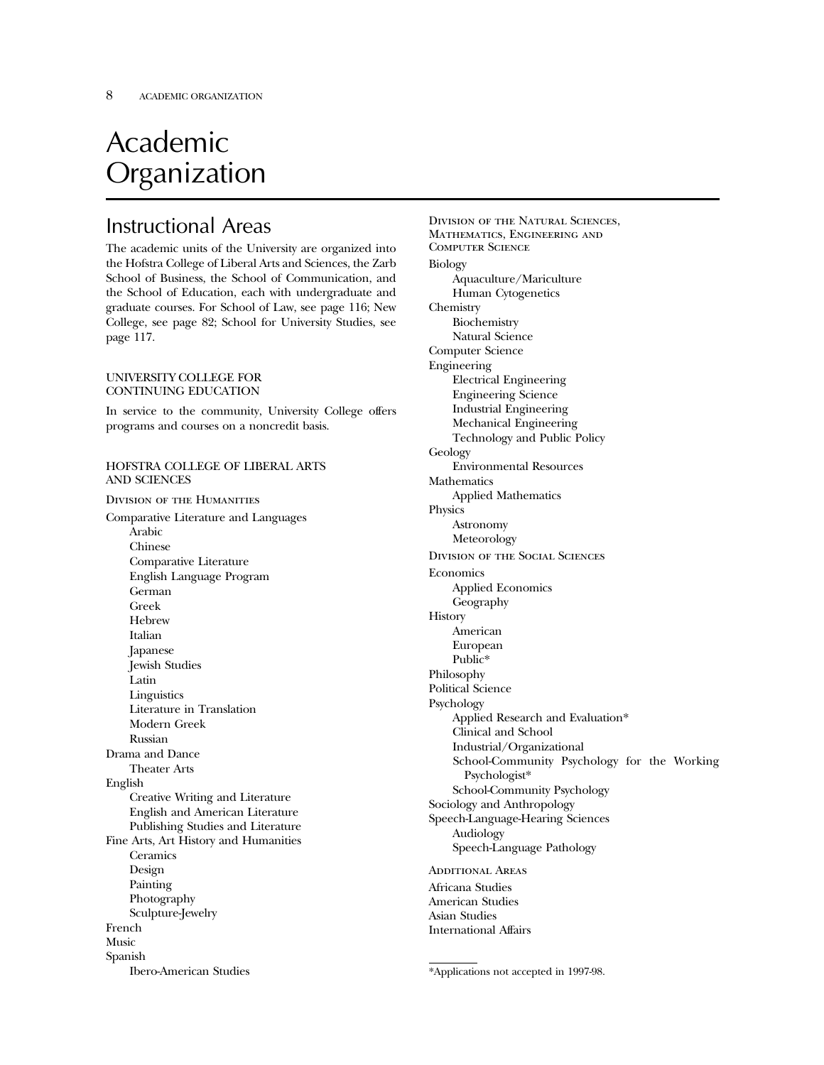# Academic Organization

## Instructional Areas

The academic units of the University are organized into the Hofstra College of Liberal Arts and Sciences, the Zarb School of Business, the School of Communication, and the School of Education, each with undergraduate and graduate courses. For School of Law, see page 116; New College, see page 82; School for University Studies, see page 117.

### UNIVERSITY COLLEGE FOR CONTINUING EDUCATION

In service to the community, University College offers programs and courses on a noncredit basis.

### HOFSTRA COLLEGE OF LIBERAL ARTS AND SCIENCES

#### Division of the Humanities

- Comparative Literature and Languages
  - Arabic
  - Chinese
  - Comparative Literature
  - English Language Program
  - German
  - Greek
  - Hebrew
  - Italian
  - Japanese
  - Jewish Studies
  - Latin
  - Linguistics
  - Literature in Translation
  - Modern Greek
  - Russian
- Drama and Dance
  - Theater Arts
- English
  - Creative Writing and Literature
  - English and American Literature
  - Publishing Studies and Literature
- Fine Arts, Art History and Humanities
  - Ceramics
  - Design
  - Painting
  - Photography
  - Sculpture-Jewelry
- French
- Music
- Spanish
  - Ibero-American Studies

#### Division of the Natural Sciences, Mathematics, Engineering and Computer Science

- Biology
  - Aquaculture/Mariculture
  - Human Cytogenetics
- Chemistry
  - Biochemistry
  - Natural Science
- Computer Science
- Engineering
  - Electrical Engineering
  - Engineering Science
  - Industrial Engineering
  - Mechanical Engineering
  - Technology and Public Policy
- Geology
  - Environmental Resources
- Mathematics
  - Applied Mathematics
- Physics
  - Astronomy
  - Meteorology

#### Division of the Social Sciences

- Economics
  - Applied Economics
  - Geography
- History
  - American
  - European
  - Public*
- Philosophy
- Political Science
- Psychology
  - Applied Research and Evaluation*
  - Clinical and School
  - Industrial/Organizational
  - School-Community Psychology for the Working Psychologist*
  - School-Community Psychology
- Sociology and Anthropology
- Speech-Language-Hearing Sciences
  - Audiology
  - Speech-Language Pathology

#### Additional Areas

- Africana Studies
- American Studies
- Asian Studies
- International Affairs

*Applications not accepted in 1997-98.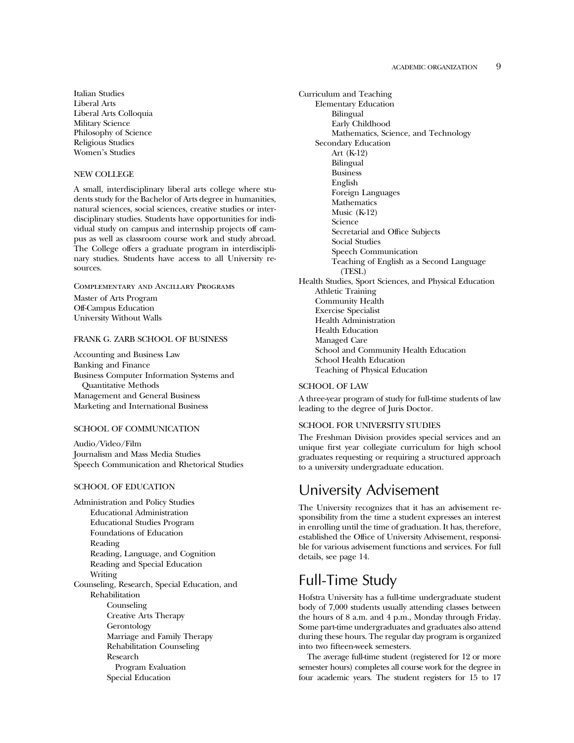Italian Studies
Liberal Arts
Liberal Arts Colloquia
Military Science
Philosophy of Science
Religious Studies
Women's Studies

### NEW COLLEGE

A small, interdisciplinary liberal arts college where students study for the Bachelor of Arts degree in humanities, natural sciences, social sciences, creative studies or interdisciplinary studies. Students have opportunities for individual study on campus and internship projects off campus as well as classroom course work and study abroad. The College offers a graduate program in interdisciplinary studies. Students have access to all University resources.

#### Complementary and Ancillary Programs

Master of Arts Program
Off-Campus Education
University Without Walls

### FRANK G. ZARB SCHOOL OF BUSINESS

Accounting and Business Law
Banking and Finance
Business Computer Information Systems and Quantitative Methods
Management and General Business
Marketing and International Business

### SCHOOL OF COMMUNICATION

Audio/Video/Film
Journalism and Mass Media Studies
Speech Communication and Rhetorical Studies

### SCHOOL OF EDUCATION

- Administration and Policy Studies
  - Educational Administration
  - Educational Studies Program
  - Foundations of Education
  - Reading
  - Reading, Language, and Cognition
  - Reading and Special Education
  - Writing
- Counseling, Research, Special Education, and Rehabilitation
  - Counseling
  - Creative Arts Therapy
  - Gerontology
  - Marriage and Family Therapy
  - Rehabilitation Counseling
  - Research
    - Program Evaluation
  - Special Education
- Curriculum and Teaching
  - Elementary Education
    - Bilingual
    - Early Childhood
    - Mathematics, Science, and Technology
  - Secondary Education
    - Art (K-12)
    - Bilingual
    - Business
    - English
    - Foreign Languages
    - Mathematics
    - Music (K-12)
    - Science
    - Secretarial and Office Subjects
    - Social Studies
    - Speech Communication
    - Teaching of English as a Second Language (TESL)
- Health Studies, Sport Sciences, and Physical Education
  - Athletic Training
  - Community Health
  - Exercise Specialist
  - Health Administration
  - Health Education
  - Managed Care
  - School and Community Health Education
  - School Health Education
  - Teaching of Physical Education

### SCHOOL OF LAW

A three-year program of study for full-time students of law leading to the degree of Juris Doctor.

### SCHOOL FOR UNIVERSITY STUDIES

The Freshman Division provides special services and an unique first year collegiate curriculum for high school graduates requesting or requiring a structured approach to a university undergraduate education.

## University Advisement

The University recognizes that it has an advisement responsibility from the time a student expresses an interest in enrolling until the time of graduation. It has, therefore, established the Office of University Advisement, responsible for various advisement functions and services. For full details, see page 14.

## Full-Time Study

Hofstra University has a full-time undergraduate student body of 7,000 students usually attending classes between the hours of 8 a.m. and 4 p.m., Monday through Friday. Some part-time undergraduates and graduates also attend during these hours. The regular day program is organized into two fifteen-week semesters.

The average full-time student (registered for 12 or more semester hours) completes all course work for the degree in four academic years. The student registers for 15 to 17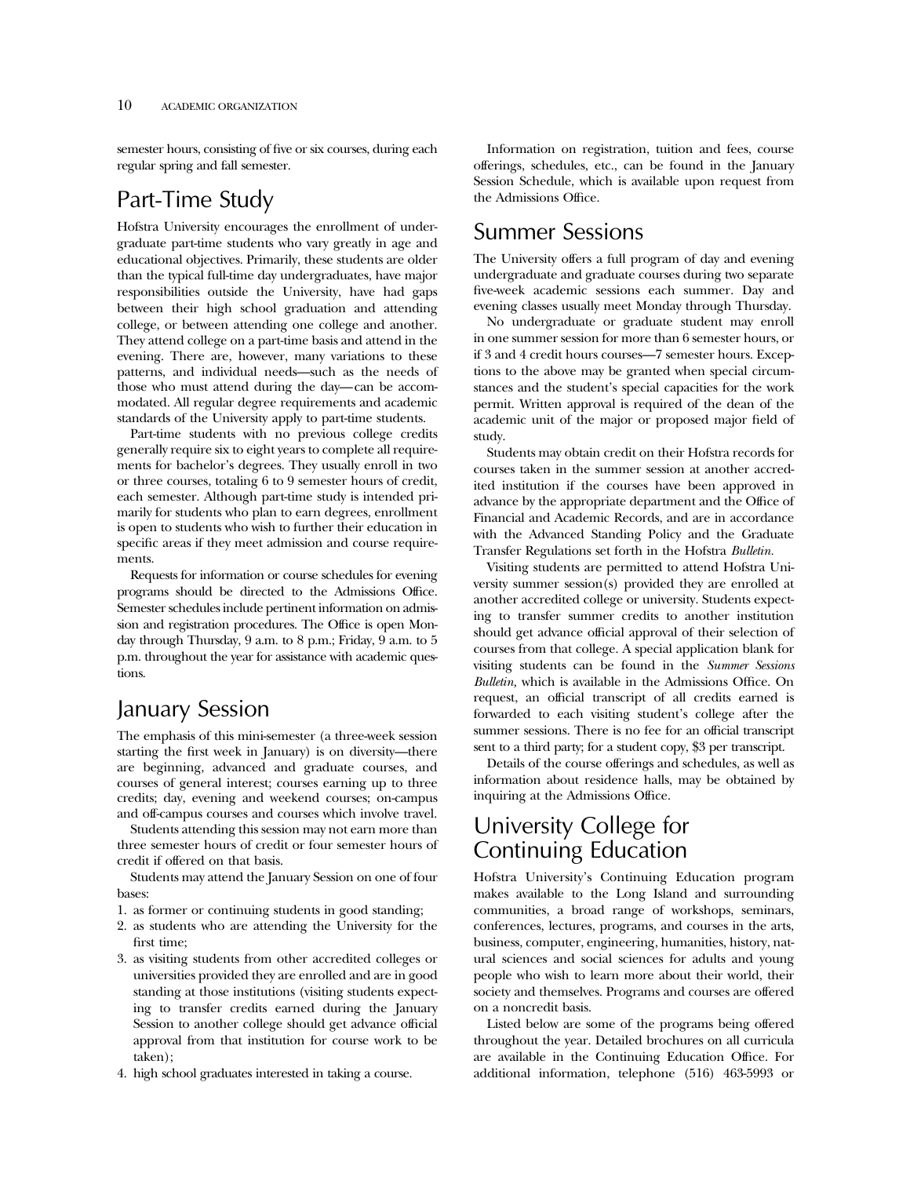semester hours, consisting of five or six courses, during each regular spring and fall semester.

## Part-Time Study

Hofstra University encourages the enrollment of undergraduate part-time students who vary greatly in age and educational objectives. Primarily, these students are older than the typical full-time day undergraduates, have major responsibilities outside the University, have had gaps between their high school graduation and attending college, or between attending one college and another. They attend college on a part-time basis and attend in the evening. There are, however, many variations to these patterns, and individual needs—such as the needs of those who must attend during the day—can be accommodated. All regular degree requirements and academic standards of the University apply to part-time students.

Part-time students with no previous college credits generally require six to eight years to complete all requirements for bachelor's degrees. They usually enroll in two or three courses, totaling 6 to 9 semester hours of credit, each semester. Although part-time study is intended primarily for students who plan to earn degrees, enrollment is open to students who wish to further their education in specific areas if they meet admission and course requirements.

Requests for information or course schedules for evening programs should be directed to the Admissions Office. Semester schedules include pertinent information on admission and registration procedures. The Office is open Monday through Thursday, 9 a.m. to 8 p.m.; Friday, 9 a.m. to 5 p.m. throughout the year for assistance with academic questions.

## January Session

The emphasis of this mini-semester (a three-week session starting the first week in January) is on diversity—there are beginning, advanced and graduate courses, and courses of general interest; courses earning up to three credits; day, evening and weekend courses; on-campus and off-campus courses and courses which involve travel.

Students attending this session may not earn more than three semester hours of credit or four semester hours of credit if offered on that basis.

Students may attend the January Session on one of four bases:

1. as former or continuing students in good standing;
2. as students who are attending the University for the first time;
3. as visiting students from other accredited colleges or universities provided they are enrolled and are in good standing at those institutions (visiting students expecting to transfer credits earned during the January Session to another college should get advance official approval from that institution for course work to be taken);
4. high school graduates interested in taking a course.

Information on registration, tuition and fees, course offerings, schedules, etc., can be found in the January Session Schedule, which is available upon request from the Admissions Office.

## Summer Sessions

The University offers a full program of day and evening undergraduate and graduate courses during two separate five-week academic sessions each summer. Day and evening classes usually meet Monday through Thursday.

No undergraduate or graduate student may enroll in one summer session for more than 6 semester hours, or if 3 and 4 credit hours courses—7 semester hours. Exceptions to the above may be granted when special circumstances and the student's special capacities for the work permit. Written approval is required of the dean of the academic unit of the major or proposed major field of study.

Students may obtain credit on their Hofstra records for courses taken in the summer session at another accredited institution if the courses have been approved in advance by the appropriate department and the Office of Financial and Academic Records, and are in accordance with the Advanced Standing Policy and the Graduate Transfer Regulations set forth in the Hofstra *Bulletin.*

Visiting students are permitted to attend Hofstra University summer session(s) provided they are enrolled at another accredited college or university. Students expecting to transfer summer credits to another institution should get advance official approval of their selection of courses from that college. A special application blank for visiting students can be found in the *Summer Sessions Bulletin,* which is available in the Admissions Office. On request, an official transcript of all credits earned is forwarded to each visiting student's college after the summer sessions. There is no fee for an official transcript sent to a third party; for a student copy, $3 per transcript.

Details of the course offerings and schedules, as well as information about residence halls, may be obtained by inquiring at the Admissions Office.

## University College for Continuing Education

Hofstra University's Continuing Education program makes available to the Long Island and surrounding communities, a broad range of workshops, seminars, conferences, lectures, programs, and courses in the arts, business, computer, engineering, humanities, history, natural sciences and social sciences for adults and young people who wish to learn more about their world, their society and themselves. Programs and courses are offered on a noncredit basis.

Listed below are some of the programs being offered throughout the year. Detailed brochures on all curricula are available in the Continuing Education Office. For additional information, telephone (516) 463-5993 or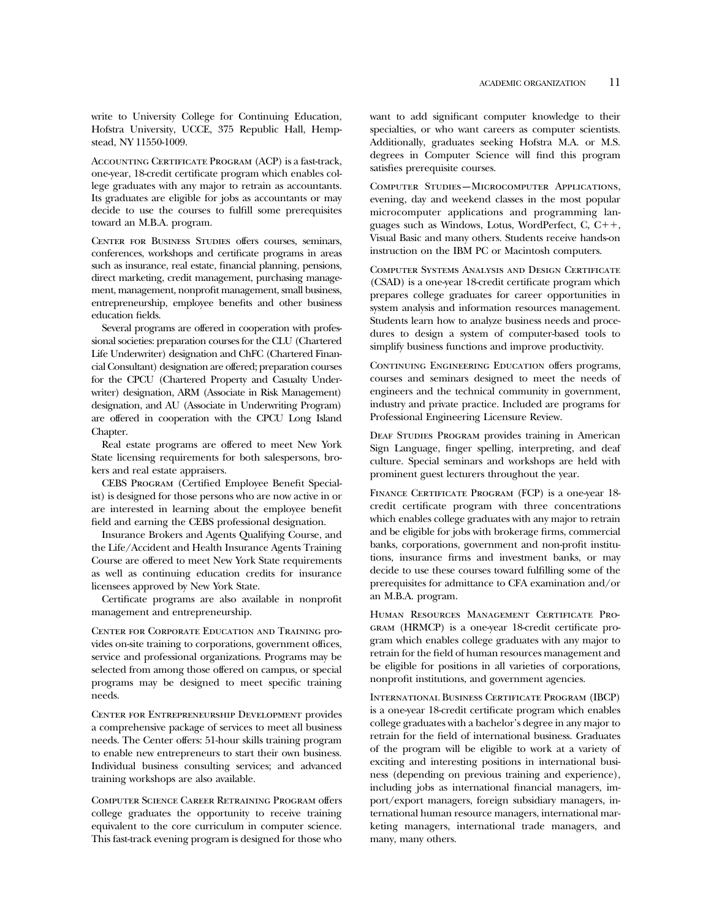write to University College for Continuing Education, Hofstra University, UCCE, 375 Republic Hall, Hempstead, NY 11550-1009.

Accounting Certificate Program (ACP) is a fast-track, one-year, 18-credit certificate program which enables college graduates with any major to retrain as accountants. Its graduates are eligible for jobs as accountants or may decide to use the courses to fulfill some prerequisites toward an M.B.A. program.

Center for Business Studies offers courses, seminars, conferences, workshops and certificate programs in areas such as insurance, real estate, financial planning, pensions, direct marketing, credit management, purchasing management, management, nonprofit management, small business, entrepreneurship, employee benefits and other business education fields.

Several programs are offered in cooperation with professional societies: preparation courses for the CLU (Chartered Life Underwriter) designation and ChFC (Chartered Financial Consultant) designation are offered; preparation courses for the CPCU (Chartered Property and Casualty Underwriter) designation, ARM (Associate in Risk Management) designation, and AU (Associate in Underwriting Program) are offered in cooperation with the CPCU Long Island Chapter.

Real estate programs are offered to meet New York State licensing requirements for both salespersons, brokers and real estate appraisers.

CEBS Program (Certified Employee Benefit Specialist) is designed for those persons who are now active in or are interested in learning about the employee benefit field and earning the CEBS professional designation.

Insurance Brokers and Agents Qualifying Course, and the Life/Accident and Health Insurance Agents Training Course are offered to meet New York State requirements as well as continuing education credits for insurance licensees approved by New York State.

Certificate programs are also available in nonprofit management and entrepreneurship.

Center for Corporate Education and Training provides on-site training to corporations, government offices, service and professional organizations. Programs may be selected from among those offered on campus, or special programs may be designed to meet specific training needs.

Center for Entrepreneurship Development provides a comprehensive package of services to meet all business needs. The Center offers: 51-hour skills training program to enable new entrepreneurs to start their own business. Individual business consulting services; and advanced training workshops are also available.

Computer Science Career Retraining Program offers college graduates the opportunity to receive training equivalent to the core curriculum in computer science. This fast-track evening program is designed for those who want to add significant computer knowledge to their specialties, or who want careers as computer scientists. Additionally, graduates seeking Hofstra M.A. or M.S. degrees in Computer Science will find this program satisfies prerequisite courses.

Computer Studies—Microcomputer Applications, evening, day and weekend classes in the most popular microcomputer applications and programming languages such as Windows, Lotus, WordPerfect, C, C++, Visual Basic and many others. Students receive hands-on instruction on the IBM PC or Macintosh computers.

Computer Systems Analysis and Design Certificate (CSAD) is a one-year 18-credit certificate program which prepares college graduates for career opportunities in system analysis and information resources management. Students learn how to analyze business needs and procedures to design a system of computer-based tools to simplify business functions and improve productivity.

Continuing Engineering Education offers programs, courses and seminars designed to meet the needs of engineers and the technical community in government, industry and private practice. Included are programs for Professional Engineering Licensure Review.

Deaf Studies Program provides training in American Sign Language, finger spelling, interpreting, and deaf culture. Special seminars and workshops are held with prominent guest lecturers throughout the year.

Finance Certificate Program (FCP) is a one-year 18-credit certificate program with three concentrations which enables college graduates with any major to retrain and be eligible for jobs with brokerage firms, commercial banks, corporations, government and non-profit institutions, insurance firms and investment banks, or may decide to use these courses toward fulfilling some of the prerequisites for admittance to CFA examination and/or an M.B.A. program.

Human Resources Management Certificate Program (HRMCP) is a one-year 18-credit certificate program which enables college graduates with any major to retrain for the field of human resources management and be eligible for positions in all varieties of corporations, nonprofit institutions, and government agencies.

International Business Certificate Program (IBCP) is a one-year 18-credit certificate program which enables college graduates with a bachelor's degree in any major to retrain for the field of international business. Graduates of the program will be eligible to work at a variety of exciting and interesting positions in international business (depending on previous training and experience), including jobs as international financial managers, import/export managers, foreign subsidiary managers, international human resource managers, international marketing managers, international trade managers, and many, many others.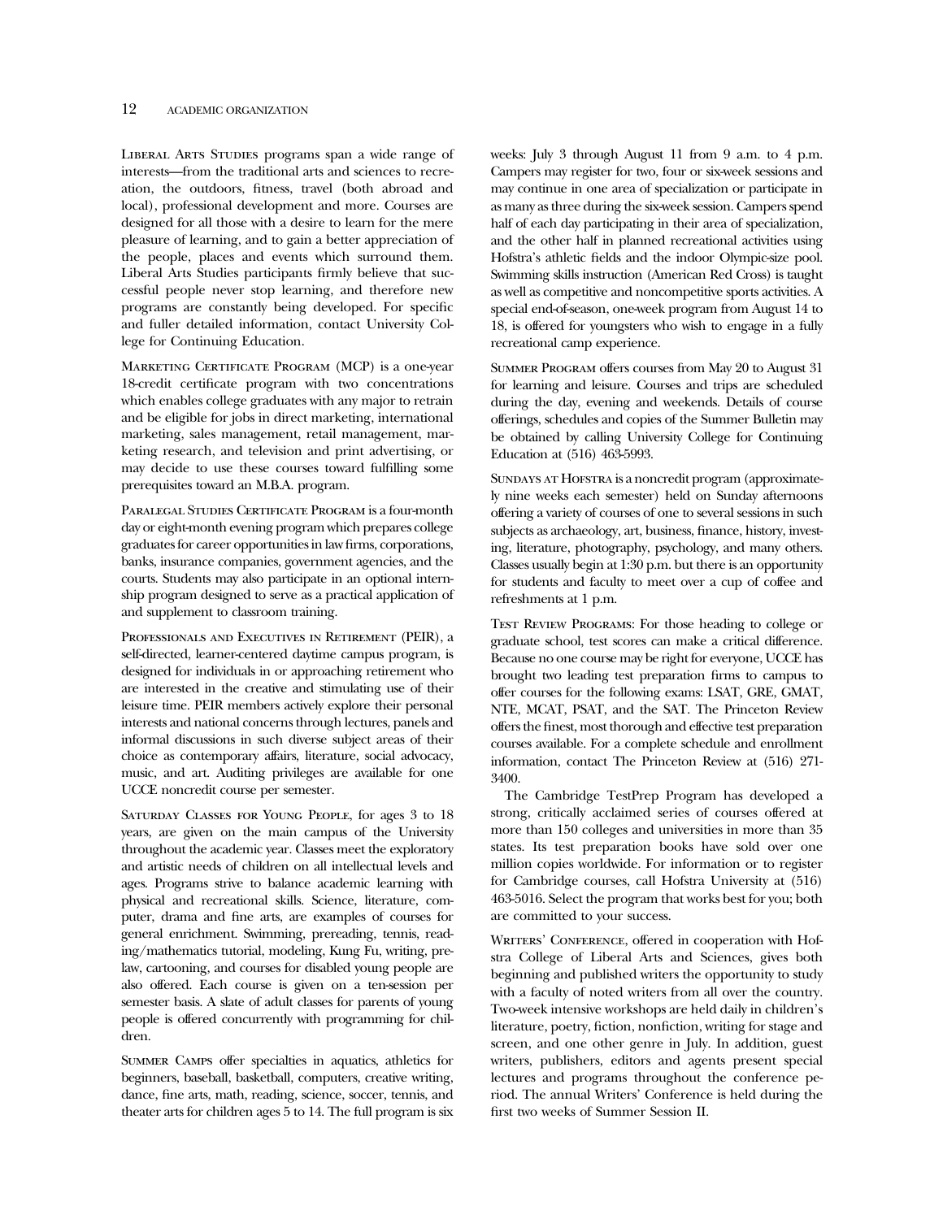**Liberal Arts Studies** programs span a wide range of interests—from the traditional arts and sciences to recreation, the outdoors, fitness, travel (both abroad and local), professional development and more. Courses are designed for all those with a desire to learn for the mere pleasure of learning, and to gain a better appreciation of the people, places and events which surround them. Liberal Arts Studies participants firmly believe that successful people never stop learning, and therefore new programs are constantly being developed. For specific and fuller detailed information, contact University College for Continuing Education.

**Marketing Certificate Program** (MCP) is a one-year 18-credit certificate program with two concentrations which enables college graduates with any major to retrain and be eligible for jobs in direct marketing, international marketing, sales management, retail management, marketing research, and television and print advertising, or may decide to use these courses toward fulfilling some prerequisites toward an M.B.A. program.

**Paralegal Studies Certificate Program** is a four-month day or eight-month evening program which prepares college graduates for career opportunities in law firms, corporations, banks, insurance companies, government agencies, and the courts. Students may also participate in an optional internship program designed to serve as a practical application of and supplement to classroom training.

**Professionals and Executives in Retirement** (PEIR), a self-directed, learner-centered daytime campus program, is designed for individuals in or approaching retirement who are interested in the creative and stimulating use of their leisure time. PEIR members actively explore their personal interests and national concerns through lectures, panels and informal discussions in such diverse subject areas of their choice as contemporary affairs, literature, social advocacy, music, and art. Auditing privileges are available for one UCCE noncredit course per semester.

**Saturday Classes for Young People**, for ages 3 to 18 years, are given on the main campus of the University throughout the academic year. Classes meet the exploratory and artistic needs of children on all intellectual levels and ages. Programs strive to balance academic learning with physical and recreational skills. Science, literature, computer, drama and fine arts, are examples of courses for general enrichment. Swimming, prereading, tennis, reading/mathematics tutorial, modeling, Kung Fu, writing, prelaw, cartooning, and courses for disabled young people are also offered. Each course is given on a ten-session per semester basis. A slate of adult classes for parents of young people is offered concurrently with programming for children.

**Summer Camps** offer specialties in aquatics, athletics for beginners, baseball, basketball, computers, creative writing, dance, fine arts, math, reading, science, soccer, tennis, and theater arts for children ages 5 to 14. The full program is six weeks: July 3 through August 11 from 9 a.m. to 4 p.m. Campers may register for two, four or six-week sessions and may continue in one area of specialization or participate in as many as three during the six-week session. Campers spend half of each day participating in their area of specialization, and the other half in planned recreational activities using Hofstra's athletic fields and the indoor Olympic-size pool. Swimming skills instruction (American Red Cross) is taught as well as competitive and noncompetitive sports activities. A special end-of-season, one-week program from August 14 to 18, is offered for youngsters who wish to engage in a fully recreational camp experience.

**Summer Program** offers courses from May 20 to August 31 for learning and leisure. Courses and trips are scheduled during the day, evening and weekends. Details of course offerings, schedules and copies of the Summer Bulletin may be obtained by calling University College for Continuing Education at (516) 463-5993.

**Sundays at Hofstra** is a noncredit program (approximately nine weeks each semester) held on Sunday afternoons offering a variety of courses of one to several sessions in such subjects as archaeology, art, business, finance, history, investing, literature, photography, psychology, and many others. Classes usually begin at 1:30 p.m. but there is an opportunity for students and faculty to meet over a cup of coffee and refreshments at 1 p.m.

**Test Review Programs**: For those heading to college or graduate school, test scores can make a critical difference. Because no one course may be right for everyone, UCCE has brought two leading test preparation firms to campus to offer courses for the following exams: LSAT, GRE, GMAT, NTE, MCAT, PSAT, and the SAT. The Princeton Review offers the finest, most thorough and effective test preparation courses available. For a complete schedule and enrollment information, contact The Princeton Review at (516) 271-3400.

The Cambridge TestPrep Program has developed a strong, critically acclaimed series of courses offered at more than 150 colleges and universities in more than 35 states. Its test preparation books have sold over one million copies worldwide. For information or to register for Cambridge courses, call Hofstra University at (516) 463-5016. Select the program that works best for you; both are committed to your success.

**Writers' Conference**, offered in cooperation with Hofstra College of Liberal Arts and Sciences, gives both beginning and published writers the opportunity to study with a faculty of noted writers from all over the country. Two-week intensive workshops are held daily in children's literature, poetry, fiction, nonfiction, writing for stage and screen, and one other genre in July. In addition, guest writers, publishers, editors and agents present special lectures and programs throughout the conference period. The annual Writers' Conference is held during the first two weeks of Summer Session II.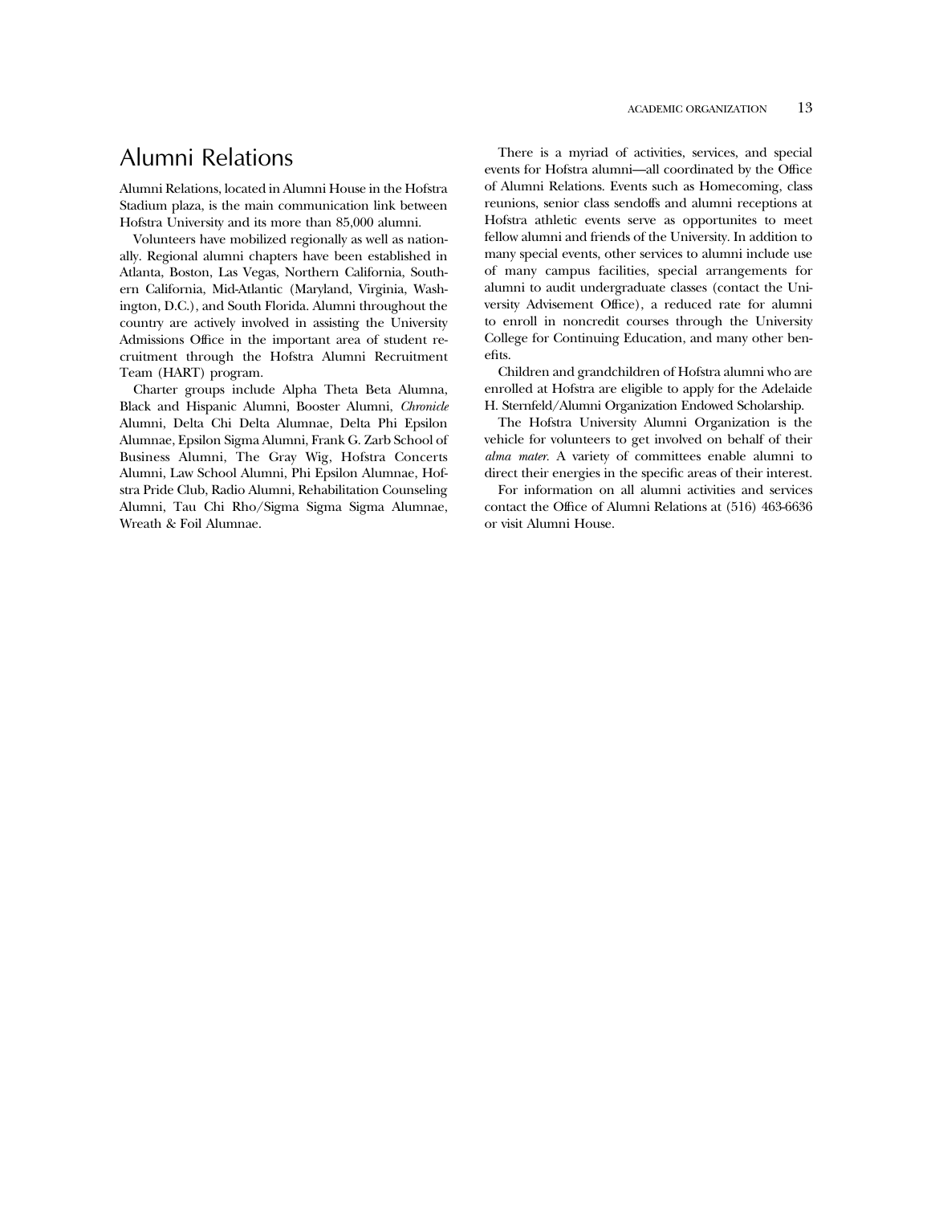## Alumni Relations

Alumni Relations, located in Alumni House in the Hofstra Stadium plaza, is the main communication link between Hofstra University and its more than 85,000 alumni.

Volunteers have mobilized regionally as well as nationally. Regional alumni chapters have been established in Atlanta, Boston, Las Vegas, Northern California, Southern California, Mid-Atlantic (Maryland, Virginia, Washington, D.C.), and South Florida. Alumni throughout the country are actively involved in assisting the University Admissions Office in the important area of student recruitment through the Hofstra Alumni Recruitment Team (HART) program.

Charter groups include Alpha Theta Beta Alumna, Black and Hispanic Alumni, Booster Alumni, *Chronicle* Alumni, Delta Chi Delta Alumnae, Delta Phi Epsilon Alumnae, Epsilon Sigma Alumni, Frank G. Zarb School of Business Alumni, The Gray Wig, Hofstra Concerts Alumni, Law School Alumni, Phi Epsilon Alumnae, Hofstra Pride Club, Radio Alumni, Rehabilitation Counseling Alumni, Tau Chi Rho/Sigma Sigma Sigma Alumnae, Wreath & Foil Alumnae.

There is a myriad of activities, services, and special events for Hofstra alumni—all coordinated by the Office of Alumni Relations. Events such as Homecoming, class reunions, senior class sendoffs and alumni receptions at Hofstra athletic events serve as opportunites to meet fellow alumni and friends of the University. In addition to many special events, other services to alumni include use of many campus facilities, special arrangements for alumni to audit undergraduate classes (contact the University Advisement Office), a reduced rate for alumni to enroll in noncredit courses through the University College for Continuing Education, and many other benefits.

Children and grandchildren of Hofstra alumni who are enrolled at Hofstra are eligible to apply for the Adelaide H. Sternfeld/Alumni Organization Endowed Scholarship.

The Hofstra University Alumni Organization is the vehicle for volunteers to get involved on behalf of their *alma mater*. A variety of committees enable alumni to direct their energies in the specific areas of their interest.

For information on all alumni activities and services contact the Office of Alumni Relations at (516) 463-6636 or visit Alumni House.